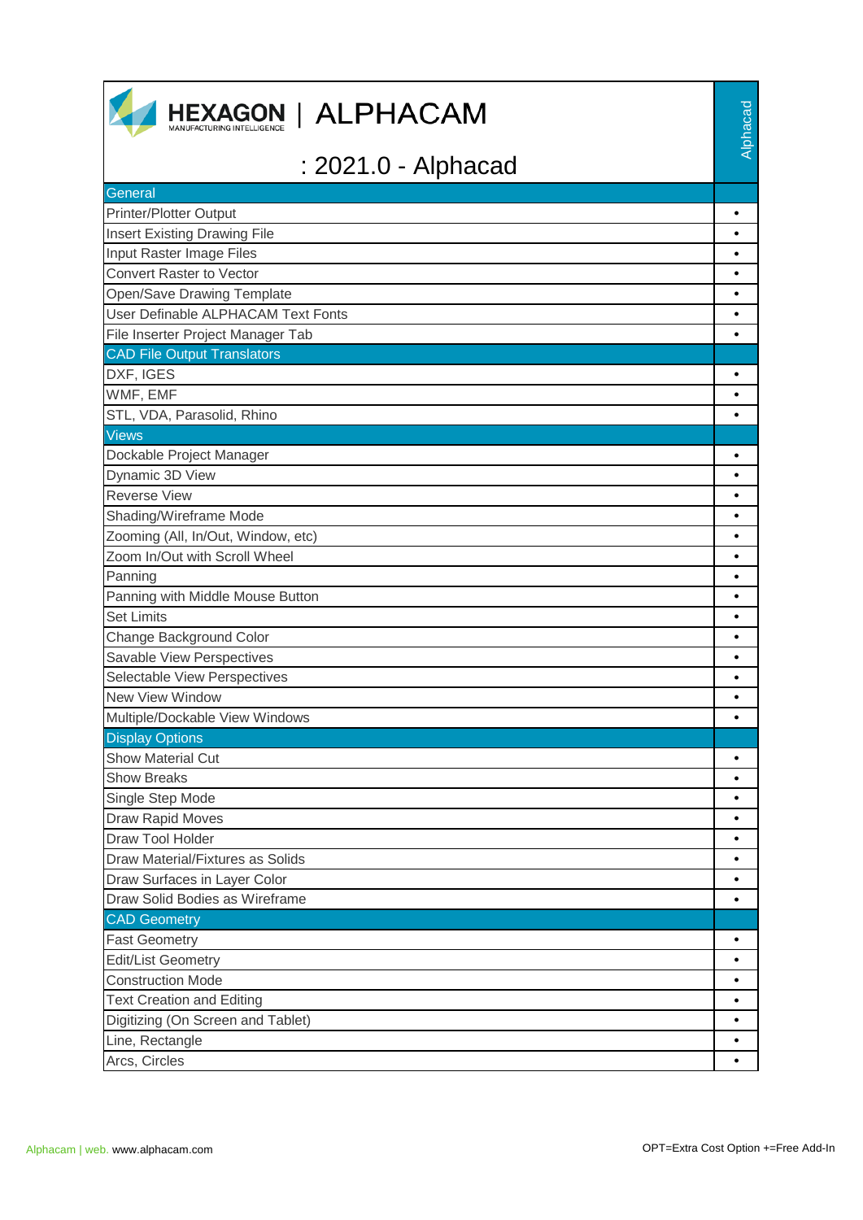# HEXAGON | ALPHACAM

## : 2021.0 - Alphacad

| | Alphacad |
|---|---|
| **General** | |
| Printer/Plotter Output | • |
| Insert Existing Drawing File | • |
| Input Raster Image Files | • |
| Convert Raster to Vector | • |
| Open/Save Drawing Template | • |
| User Definable ALPHACAM Text Fonts | • |
| File Inserter Project Manager Tab | • |
| **CAD File Output Translators** | |
| DXF, IGES | • |
| WMF, EMF | • |
| STL, VDA, Parasolid, Rhino | • |
| **Views** | |
| Dockable Project Manager | • |
| Dynamic 3D View | • |
| Reverse View | • |
| Shading/Wireframe Mode | • |
| Zooming (All, In/Out, Window, etc) | • |
| Zoom In/Out with Scroll Wheel | • |
| Panning | • |
| Panning with Middle Mouse Button | • |
| Set Limits | • |
| Change Background Color | • |
| Savable View Perspectives | • |
| Selectable View Perspectives | • |
| New View Window | • |
| Multiple/Dockable View Windows | • |
| **Display Options** | |
| Show Material Cut | • |
| Show Breaks | • |
| Single Step Mode | • |
| Draw Rapid Moves | • |
| Draw Tool Holder | • |
| Draw Material/Fixtures as Solids | • |
| Draw Surfaces in Layer Color | • |
| Draw Solid Bodies as Wireframe | • |
| **CAD Geometry** | |
| Fast Geometry | • |
| Edit/List Geometry | • |
| Construction Mode | • |
| Text Creation and Editing | • |
| Digitizing (On Screen and Tablet) | • |
| Line, Rectangle | • |
| Arcs, Circles | • |

Alphacam | web. www.alphacam.com

OPT=Extra Cost Option +=Free Add-In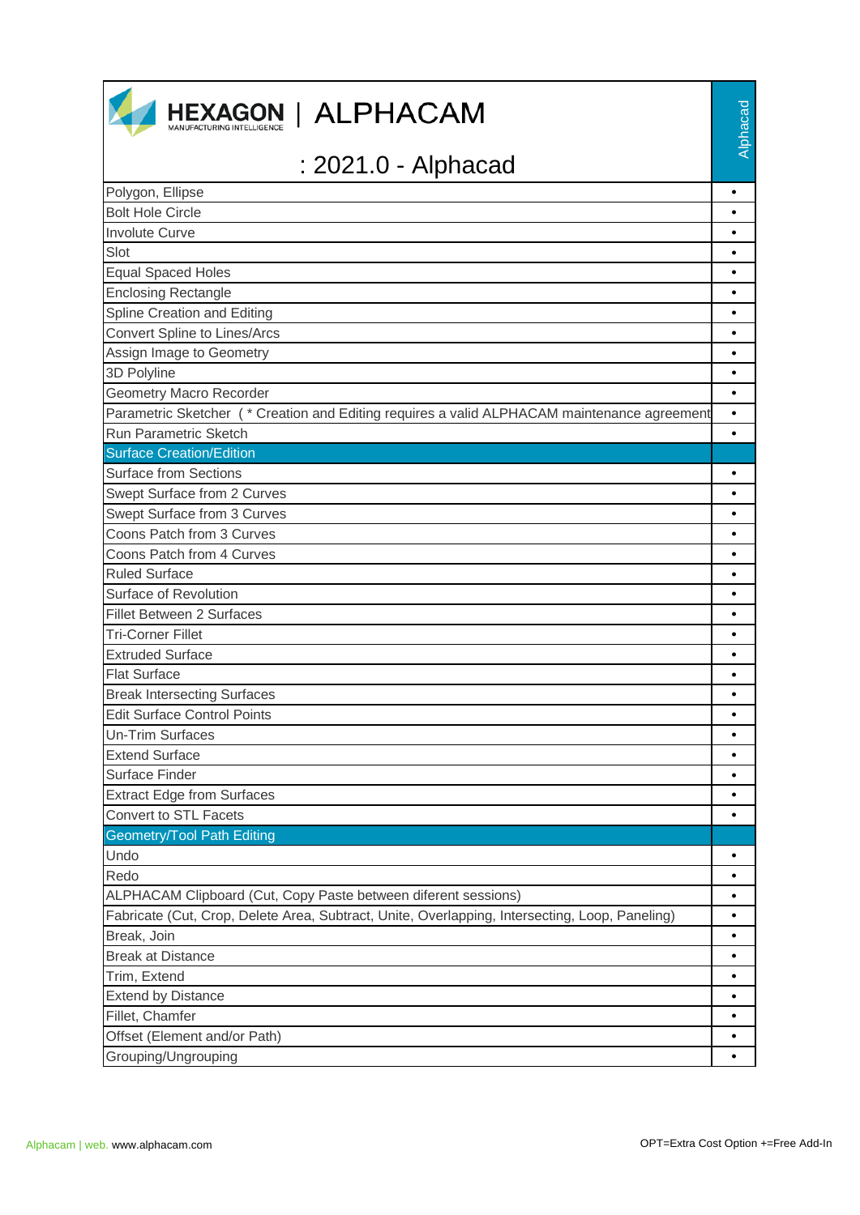# HEXAGON | ALPHACAM

## : 2021.0 - Alphacad

| | Alphacad |
|---|---|
| Polygon, Ellipse | • |
| Bolt Hole Circle | • |
| Involute Curve | • |
| Slot | • |
| Equal Spaced Holes | • |
| Enclosing Rectangle | • |
| Spline Creation and Editing | • |
| Convert Spline to Lines/Arcs | • |
| Assign Image to Geometry | • |
| 3D Polyline | • |
| Geometry Macro Recorder | • |
| Parametric Sketcher ( * Creation and Editing requires a valid ALPHACAM maintenance agreement | • |
| Run Parametric Sketch | • |
| **Surface Creation/Edition** | |
| Surface from Sections | • |
| Swept Surface from 2 Curves | • |
| Swept Surface from 3 Curves | • |
| Coons Patch from 3 Curves | • |
| Coons Patch from 4 Curves | • |
| Ruled Surface | • |
| Surface of Revolution | • |
| Fillet Between 2 Surfaces | • |
| Tri-Corner Fillet | • |
| Extruded Surface | • |
| Flat Surface | • |
| Break Intersecting Surfaces | • |
| Edit Surface Control Points | • |
| Un-Trim Surfaces | • |
| Extend Surface | • |
| Surface Finder | • |
| Extract Edge from Surfaces | • |
| Convert to STL Facets | • |
| **Geometry/Tool Path Editing** | |
| Undo | • |
| Redo | • |
| ALPHACAM Clipboard (Cut, Copy Paste between diferent sessions) | • |
| Fabricate (Cut, Crop, Delete Area, Subtract, Unite, Overlapping, Intersecting, Loop, Paneling) | • |
| Break, Join | • |
| Break at Distance | • |
| Trim, Extend | • |
| Extend by Distance | • |
| Fillet, Chamfer | • |
| Offset (Element and/or Path) | • |
| Grouping/Ungrouping | • |

Alphacam | web. www.alphacam.com

OPT=Extra Cost Option +=Free Add-In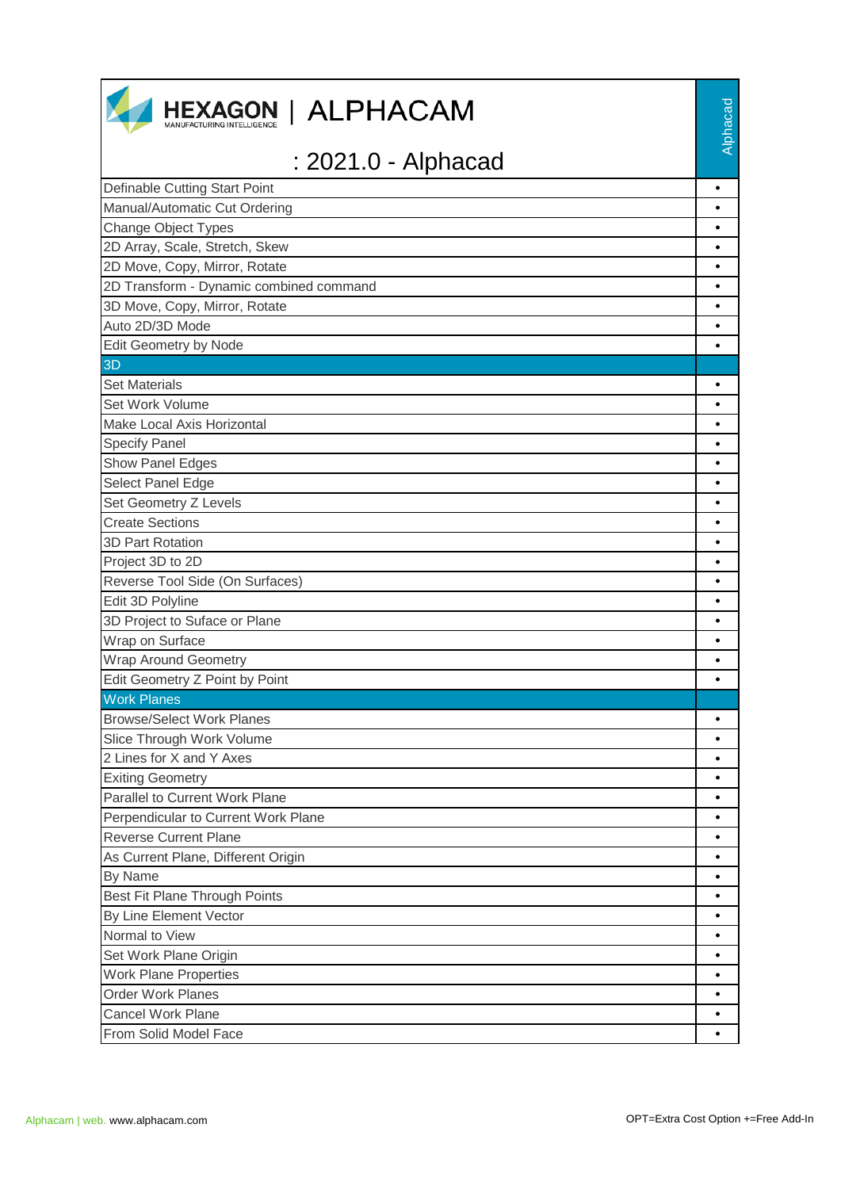# HEXAGON | ALPHACAM

## : 2021.0 - Alphacad

| | Alphacad |
|---|---|
| Definable Cutting Start Point | • |
| Manual/Automatic Cut Ordering | • |
| Change Object Types | • |
| 2D Array, Scale, Stretch, Skew | • |
| 2D Move, Copy, Mirror, Rotate | • |
| 2D Transform - Dynamic combined command | • |
| 3D Move, Copy, Mirror, Rotate | • |
| Auto 2D/3D Mode | • |
| Edit Geometry by Node | • |
| **3D** | |
| Set Materials | • |
| Set Work Volume | • |
| Make Local Axis Horizontal | • |
| Specify Panel | • |
| Show Panel Edges | • |
| Select Panel Edge | • |
| Set Geometry Z Levels | • |
| Create Sections | • |
| 3D Part Rotation | • |
| Project 3D to 2D | • |
| Reverse Tool Side (On Surfaces) | • |
| Edit 3D Polyline | • |
| 3D Project to Suface or Plane | • |
| Wrap on Surface | • |
| Wrap Around Geometry | • |
| Edit Geometry Z Point by Point | • |
| **Work Planes** | |
| Browse/Select Work Planes | • |
| Slice Through Work Volume | • |
| 2 Lines for X and Y Axes | • |
| Exiting Geometry | • |
| Parallel to Current Work Plane | • |
| Perpendicular to Current Work Plane | • |
| Reverse Current Plane | • |
| As Current Plane, Different Origin | • |
| By Name | • |
| Best Fit Plane Through Points | • |
| By Line Element Vector | • |
| Normal to View | • |
| Set Work Plane Origin | • |
| Work Plane Properties | • |
| Order Work Planes | • |
| Cancel Work Plane | • |
| From Solid Model Face | • |

Alphacam | web. www.alphacam.com

OPT=Extra Cost Option +=Free Add-In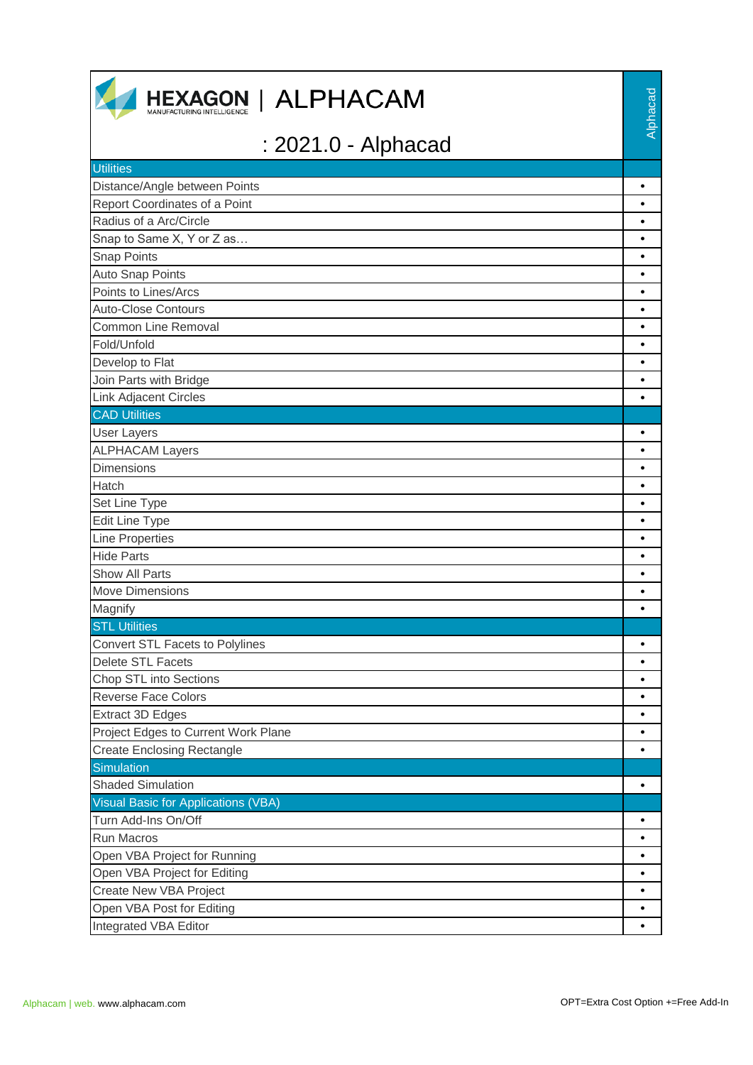# HEXAGON | ALPHACAM

## : 2021.0 - Alphacad

| | Alphacad |
|---|---|
| **Utilities** | |
| Distance/Angle between Points | • |
| Report Coordinates of a Point | • |
| Radius of a Arc/Circle | • |
| Snap to Same X, Y or Z as… | • |
| Snap Points | • |
| Auto Snap Points | • |
| Points to Lines/Arcs | • |
| Auto-Close Contours | • |
| Common Line Removal | • |
| Fold/Unfold | • |
| Develop to Flat | • |
| Join Parts with Bridge | • |
| Link Adjacent Circles | • |
| **CAD Utilities** | |
| User Layers | • |
| ALPHACAM Layers | • |
| Dimensions | • |
| Hatch | • |
| Set Line Type | • |
| Edit Line Type | • |
| Line Properties | • |
| Hide Parts | • |
| Show All Parts | • |
| Move Dimensions | • |
| Magnify | • |
| **STL Utilities** | |
| Convert STL Facets to Polylines | • |
| Delete STL Facets | • |
| Chop STL into Sections | • |
| Reverse Face Colors | • |
| Extract 3D Edges | • |
| Project Edges to Current Work Plane | • |
| Create Enclosing Rectangle | • |
| **Simulation** | |
| Shaded Simulation | • |
| **Visual Basic for Applications (VBA)** | |
| Turn Add-Ins On/Off | • |
| Run Macros | • |
| Open VBA Project for Running | • |
| Open VBA Project for Editing | • |
| Create New VBA Project | • |
| Open VBA Post for Editing | • |
| Integrated VBA Editor | • |

Alphacam | web. www.alphacam.com

OPT=Extra Cost Option +=Free Add-In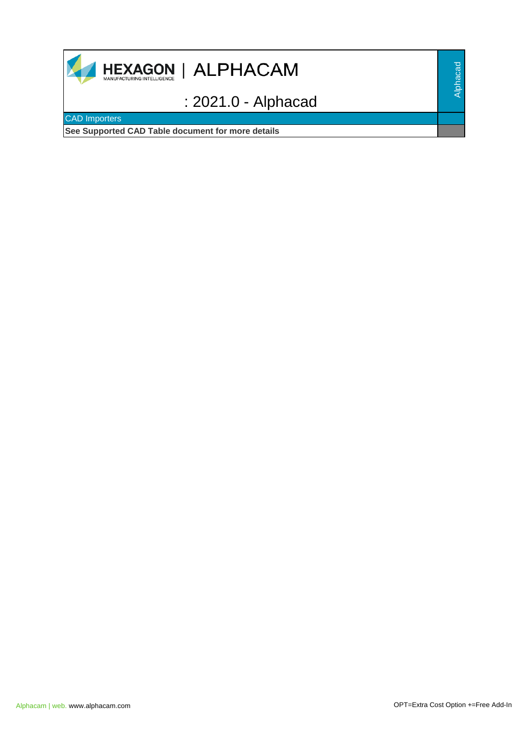# HEXAGON | ALPHACAM

## : 2021.0 - Alphacad

| | Alphacad |
|---|---|
| CAD Importers | |
| **See Supported CAD Table document for more details** | |

Alphacam | web. www.alphacam.com

OPT=Extra Cost Option +=Free Add-In